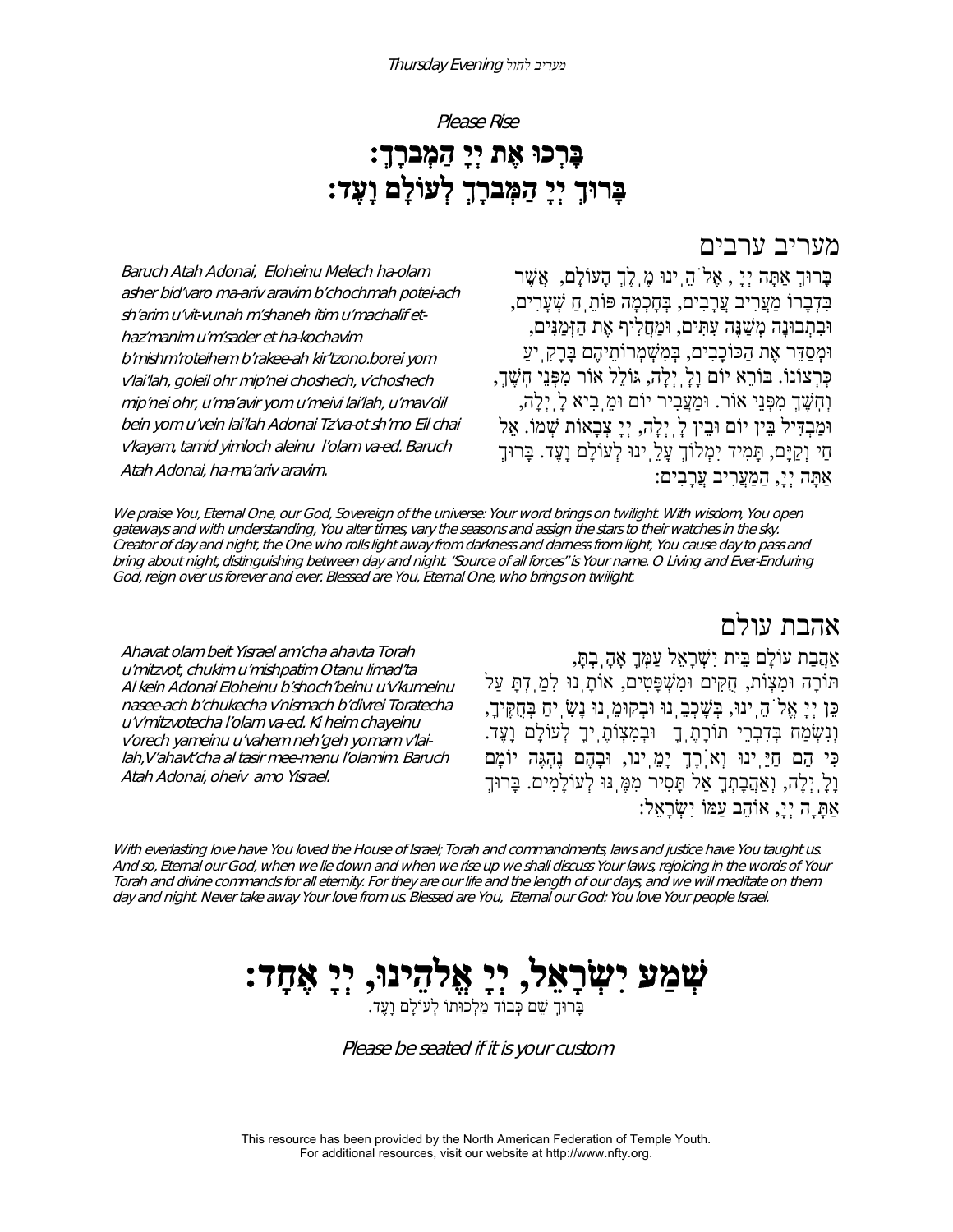*Please Rise*

# בָּרְכוּ אֶת יְיָ הַמְבֹרָךְ:
# בָּרוּךְ יְיָ הַמְבֹרָךְ לְעוֹלָם וָעֶד:

## מעריב ערבים

בָּרוּךְ אַתָּה יְיָ , אֱלֹהֵינוּ מֶלֶךְ הָעוֹלָם, אֲשֶׁר בִּדְבָרוֹ מַעֲרִיב עֲרָבִים, בְּחָכְמָה פּוֹתֵחַ שְׁעָרִים, וּבִתְבוּנָה מְשַׁנֶּה עִתִּים, וּמַחֲלִיף אֶת הַזְּמַנִּים, וּמְסַדֵּר אֶת הַכּוֹכָבִים, בְּמִשְׁמְרוֹתֵיהֶם בָּרָקִיעַ כִּרְצוֹנוֹ. בּוֹרֵא יוֹם וָלָיְלָה, גּוֹלֵל אוֹר מִפְּנֵי חֹשֶׁךְ, וְחֹשֶׁךְ מִפְּנֵי אוֹר. וּמַעֲבִיר יוֹם וּמֵבִיא לָיְלָה, וּמַבְדִּיל בֵּין יוֹם וּבֵין לָיְלָה, יְיָ צְבָאוֹת שְׁמוֹ. אֵל חַי וְקַיָּם, תָּמִיד יִמְלוֹךְ עָלֵינוּ לְעוֹלָם וָעֶד. בָּרוּךְ אַתָּה יְיָ, הַמַּעֲרִיב עֲרָבִים:

*Baruch Atah Adonai, Eloheinu Melech ha-olam asher bid'varo ma-ariv aravim b'chochmah potei-ach sh'arim u'vit-vunah m'shaneh itim u'machalif et-haz'manim u'm'sader et ha-kochavim b'mishm'roteihem b'rakee-ah kir'tzono.borei yom v'lai'lah, goleil ohr mip'nei choshech, v'choshech mip'nei ohr, u'ma'avir yom u'meivi lai'lah, u'mav'dil bein yom u'vein lai'lah Adonai Tz'va-ot sh'mo Eil chai v'kayam, tamid yimloch aleinu l'olam va-ed. Baruch Atah Adonai, ha-ma'ariv aravim.*

*We praise You, Eternal One, our God, Sovereign of the universe: Your word brings on twilight. With wisdom, You open gateways and with understanding, You alter times, vary the seasons and assign the stars to their watches in the sky. Creator of day and night, the One who rolls light away from darkness and darness from light, You cause day to pass and bring about night, distinguishing between day and night. "Source of all forces" is Your name. O Living and Ever-Enduring God, reign over us forever and ever. Blessed are You, Eternal One, who brings on twilight.*

## אהבת עולם

אַהֲבַת עוֹלָם בֵּית יִשְׂרָאֵל עַמְּךָ אָהָבְתָּ, תּוֹרָה וּמִצְוֹת, חֻקִּים וּמִשְׁפָּטִים, אוֹתָנוּ לִמַּדְתָּ עַל כֵּן יְיָ אֱלֹהֵינוּ, בְּשָׁכְבֵנוּ וּבְקוּמֵנוּ נָשִׂיחַ בְּחֻקֶּיךָ, וְנִשְׂמַח בְּדִבְרֵי תוֹרָתֶךָ וּבְמִצְוֹתֶיךָ לְעוֹלָם וָעֶד. כִּי הֵם חַיֵּינוּ וְאֹרֶךְ יָמֵינוּ, וּבָהֶם נֶהְגֶּה יוֹמָם וָלָיְלָה, וְאַהֲבָתְךָ אַל תָּסִיר מִמֶּנּוּ לְעוֹלָמִים. בָּרוּךְ אַתָּה יְיָ, אוֹהֵב עַמּוֹ יִשְׂרָאֵל:

*Ahavat olam beit Yisrael am'cha ahavta Torah u'mitzvot, chukim u'mishpatim Otanu limad'ta Al kein Adonai Eloheinu b'shoch'beinu u'v'kumeinu nasee-ach b'chukecha v'nismach b'divrei Toratecha u'v'mitzvotecha l'olam va-ed. Ki heim chayeinu v'orech yameinu u'vahem neh'geh yomam v'lai-lah,V'ahavt'cha al tasir mee-menu l'olamim. Baruch Atah Adonai, oheiv amo Yisrael.*

*With everlasting love have You loved the House of Israel; Torah and commandments, laws and justice have You taught us. And so, Eternal our God, when we lie down and when we rise up we shall discuss Your laws, rejoicing in the words of Your Torah and divine commands for all eternity. For they are our life and the length of our days, and we will meditate on them day and night. Never take away Your love from us. Blessed are You, Eternal our God: You love Your people Israel.*

# שְׁמַע יִשְׂרָאֵל, יְיָ אֱלֹהֵינוּ, יְיָ אֶחָד:

בָּרוּךְ שֵׁם כְּבוֹד מַלְכוּתוֹ לְעוֹלָם וָעֶד.

*Please be seated if it is your custom*

This resource has been provided by the North American Federation of Temple Youth.
For additional resources, visit our website at http://www.nfty.org.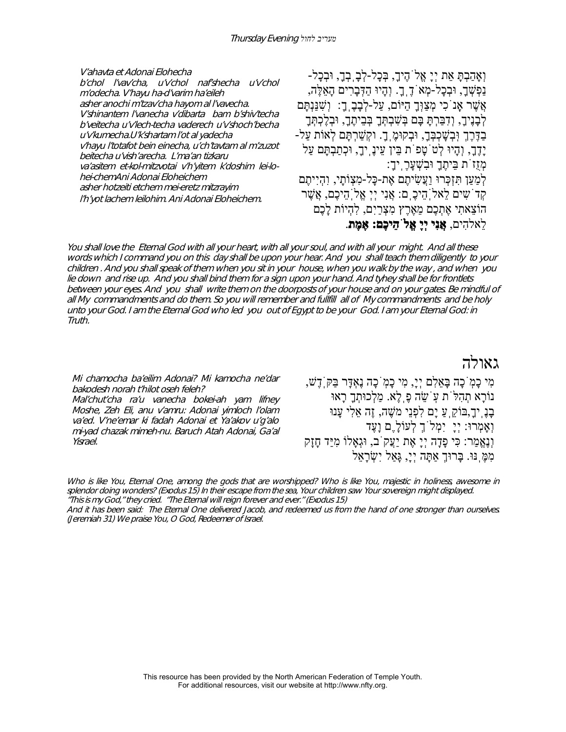V'ahavta et Adonai Elohecha b'chol l'vav'cha, u'v'chol naf'shecha u'v'chol m'odecha. V'hayu ha-d'varim ha'eileh asher anochi m'tzav'cha hayom al l'vavecha. V'shinantem l'vanecha v'dibarta bam b'shiv'techa b'veitecha u'v'lech-techa vaderech u'v'shoch'becha u'v'kumecha.U'k'shartam l'ot al yadecha v'hayu l'totafot bein einecha, u'ch'tavtam al m'zuzot beitecha u'vish'arecha. L'ma'an tizkaru va'asitem et-kol-mitzvotai v'h'yitem k'doshim lei-lo-hei-chemAni Adonai Eloheichem asher hotzeiti etchem mei-eretz mitzrayim l'h'yot lachem leilohim. Ani Adonai Eloheichem.

וְאָהַבְתָּ אֵת יְיָ אֱלֹ˙הֶיךָ, בְּכָל-לְבָבְךָ, וּבְכָל-נַפְשְׁךָ, וּבְכָל-מְאֹ˙דֶךָ. וְהָיוּ הַדְּבָרִים הָאֵלֶּה, אֲשֶׁר אָנֹ˙כִי מְצַוְּךָ הַיּוֹם, עַל-לְבָבֶךָ: וְשִׁנַּנְתָּם לְבָנֶיךָ, וְדִבַּרְתָּ בָּם בְּשִׁבְתְּךָ בְּבֵיתֶךָ, וּבְלֶכְתְּךָ בַדֶּרֶךְ וּבְשָׁכְבְּךָ, וּבְקוּמֶךָ. וּקְשַׁרְתָּם לְאוֹת עַל-יָדֶךָ, וְהָיוּ לְטֹ˙טָפֹ˙ת בֵּין עֵינֶיךָ, וּכְתַבְתָּם עַל מְזֻזֹ˙ת בֵּיתֶךָ וּבִשְׁעָרֶיךָ:
לְמַעַן תִּזְכְּרוּ וַעֲשִׂיתֶם אֶת-כָּל-מִצְוֹתָי, וִהְיִיתֶם קְדֹ˙שִׁים לֵאלֹ˙הֵיכֶם: אֲנִי יְיָ אֱלֹ˙הֵיכֶם, אֲשֶׁר הוֹצֵאתִי אֶתְכֶם מֵאֶרֶץ מִצְרַיִם, לִהְיוֹת לָכֶם לֵאלֹהִים, **אֲנִי יְיָ אֱלֹ˙הֵיכֶם: אֱמֶת**.

*You shall love the Eternal God with all your heart, with all your soul, and with all your might. And all these words which I command you on this day shall be upon your hear. And you shall teach them diligently to your children . And you shall speak of them when you sit in your house, when you walk by the way , and when you lie down and rise up. And you shall bind them for a sign upon your hand. And tyhey shall be for frontlets between your eyes. And you shall write them on the doorposts of your house and on your gates. Be mindful of all My commandments and do them. So you will remember and fullfill all of My commandments and be holy unto your God. I am the Eternal God who led you out of Egypt to be your God. I am your Eternal God: in Truth.*

# גאולה

*Mi chamocha ba'eilim Adonai? Mi kamocha ne'dar bakodesh norah t'hilot oseh feleh? Mal'chut'cha ra'u vanecha bokei-ah yam lifney Moshe, Zeh Eli, anu v'amru: Adonai yimloch l'olam va'ed. V'ne'emar ki fadah Adonai et Ya'akov u'g'alo mi-yad chazak mimeh-nu. Baruch Atah Adonai, Ga'al Yisrael.*

מִי כָמֹ˙כָה בָּאֵלִם יְיָ, מִי כָמֹ˙כָה נֶאְדָּר בַּקֹּ˙דֶשׁ, נוֹרָא תְהִלֹּ˙ת עֹ˙שֵׂה פֶ˙לֶא. מַלְכוּתְךָ רָאוּ בָנֶיךָ,בּוֹקֵעַ יָם לִפְנֵי מֹשֶׁה, זֶה אֵלִי עָנוּ וְאָמְרוּ: יְיָ יִמְלֹ˙ךְ לְעוֹלָם וָעֶד
וְנֶאֱמַר: כִּי פָדָה יְיָ אֶת יַעֲקֹ˙ב, וּגְאָלוֹ מִיַּד חָזָק מִמֶּנּוּ. בָּרוּךְ אַתָּה יְיָ, גָּאַל יִשְׂרָאֵל

*Who is like You, Eternal One, among the gods that are worshipped? Who is like You, majestic in holiness, awesome in splendor doing wonders? (Exodus 15) In their escape from the sea, Your children saw Your sovereign might displayed. "This is my God," they cried. "The Eternal will reign forever and ever." (Exodus 15)*
*And it has been said: The Eternal One delivered Jacob, and redeemed us from the hand of one stronger than ourselves. (Jeremiah 31) We praise You, O God, Redeemer of Israel.*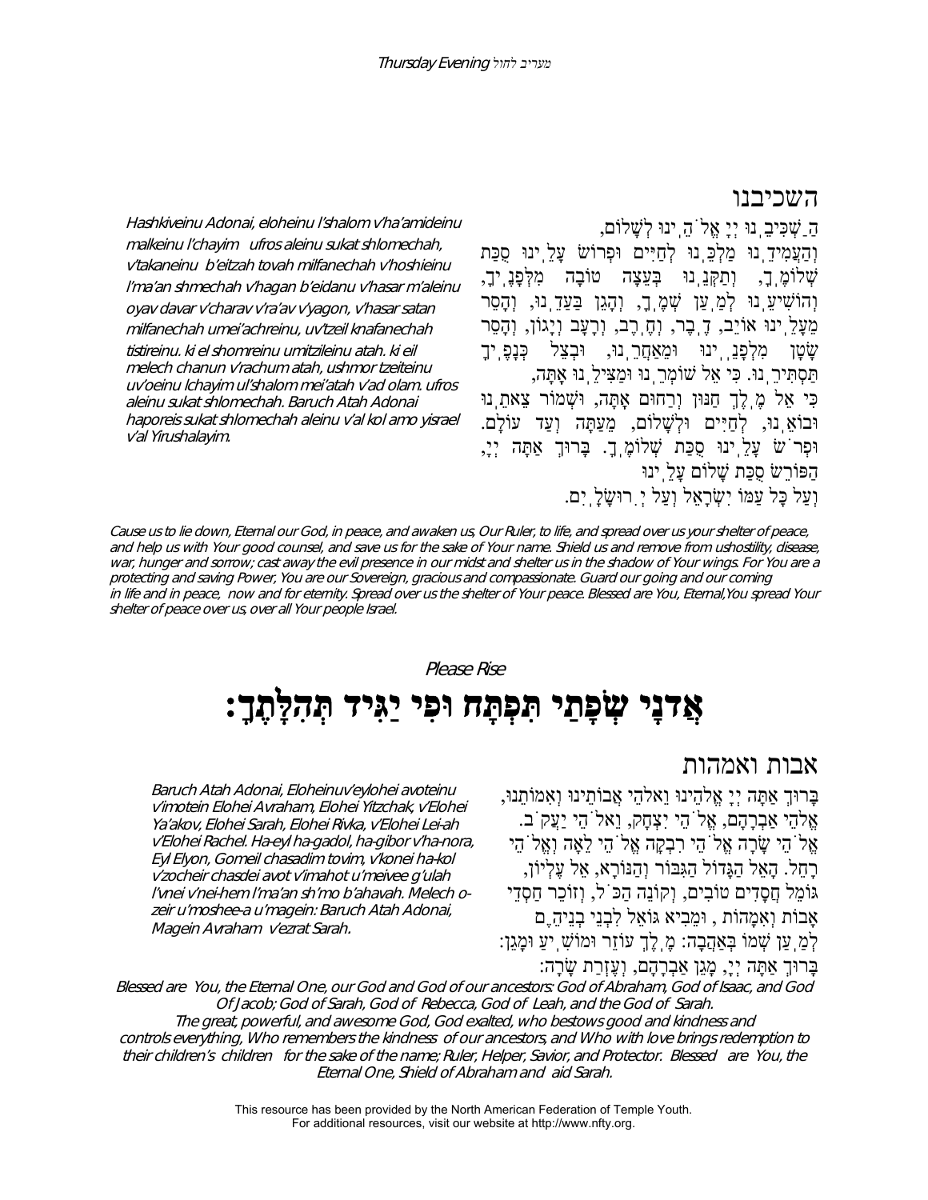## השכיבנו

הַ‏שְׁכִּיבֵנוּ יְיָ אֱלֹהֵינוּ לְשָׁלוֹם, וְהַעֲמִידֵנוּ מַלְכֵּנוּ לְחַיִּים וּפְרוֹשׂ עָלֵינוּ סֻכַּת שְׁלוֹמֶךָ, וְתַקְּנֵנוּ בְּעֵצָה טוֹבָה מִלְּפָנֶיךָ, וְהוֹשִׁיעֵנוּ לְמַעַן שְׁמֶךָ, וְהָגֵן בַּעֲדֵנוּ, וְהָסֵר מֵעָלֵינוּ אוֹיֵב, דֶּבֶר, וְחֶרֶב, וְרָעָב וְיָגוֹן, וְהָסֵר שָׂטָן מִלְּפָנֵינוּ וּמֵאַחֲרֵינוּ, וּבְצֵל כְּנָפֶיךָ תַּסְתִּירֵנוּ. כִּי אֵל שׁוֹמְרֵנוּ וּמַצִּילֵנוּ אָתָּה, כִּי אֵל מֶלֶךְ חַנּוּן וְרַחוּם אָתָּה, וּשְׁמוֹר צֵאתֵנוּ וּבוֹאֵנוּ, לְחַיִּים וּלְשָׁלוֹם, מֵעַתָּה וְעַד עוֹלָם. וּפְרֹשׂ עָלֵינוּ סֻכַּת שְׁלוֹמֶךָ. בָּרוּךְ אַתָּה יְיָ, הַפּוֹרֵשׂ סֻכַּת שָׁלוֹם עָלֵינוּ וְעַל כָּל עַמּוֹ יִשְׂרָאֵל וְעַל יְרוּשָׁלָיִם.

*Hashkiveinu Adonai, eloheinu l'shalom v'ha'amideinu malkeinu l'chayim ufros aleinu sukat shlomechah, v'takaneinu b'eitzah tovah milfanechah v'hoshieinu l'ma'an shmechah v'hagan b'eidanu v'hasar m'aleinu oyav davar v'charav v'ra'av v'yagon, v'hasar satan milfanechah umei'achreinu, uv'tzeil knafanechah tistireinu. ki el shomreinu umitzileinu atah. ki eil melech chanun v'rachum atah, ushmor tzeiteinu uv'oeinu lchayim ul'shalom mei'atah v'ad olam. ufros aleinu sukat shlomechah. Baruch Atah Adonai haporeis sukat shlomechah aleinu v'al kol amo yisrael v'al Yirushalayim.*

*Cause us to lie down, Eternal our God, in peace, and awaken us, Our Ruler, to life, and spread over us your shelter of peace, and help us with Your good counsel, and save us for the sake of Your name. Shield us and remove from ushostility, disease, war, hunger and sorrow; cast away the evil presence in our midst and shelter us in the shadow of Your wings. For You are a protecting and saving Power, You are our Sovereign, gracious and compassionate. Guard our going and our coming in life and in peace, now and for eternity. Spread over us the shelter of Your peace. Blessed are You, Eternal,You spread Your shelter of peace over us, over all Your people Israel.*

*Please Rise*

# אֲדֹנָי שְׂפָתַי תִּפְתָּח וּפִי יַגִּיד תְּהִלָּתֶךָ:

## אבות ואמהות

בָּרוּךְ אַתָּה יְיָ אֱלֹהֵינוּ וֵאלֹהֵי אֲבוֹתֵינוּ וְאִמּוֹתֵנוּ, אֱלֹהֵי אַבְרָהָם, אֱלֹהֵי יִצְחָק, וֵאלֹהֵי יַעֲקֹב. אֱלֹהֵי שָׂרָה אֱלֹהֵי רִבְקָה אֱלֹהֵי לֵאָה וֵאלֹהֵי רָחֵל. הָאֵל הַגָּדוֹל הַגִּבּוֹר וְהַנּוֹרָא, אֵל עֶלְיוֹן, גּוֹמֵל חֲסָדִים טוֹבִים, וְקוֹנֵה הַכֹּל, וְזוֹכֵר חַסְדֵי אָבוֹת וְאִמָּהוֹת , וּמֵבִיא גּוֹאֵל לִבְנֵי בְנֵיהֶם לְמַעַן שְׁמוֹ בְּאַהֲבָה: מֶלֶךְ עוֹזֵר וּמוֹשִׁיעַ וּמָגֵן: בָּרוּךְ אַתָּה יְיָ, מָגֵן אַבְרָהָם, וְעֶזְרַת שָׂרָה:

*Baruch Atah Adonai, Eloheinuv'eylohei avoteinu v'imotein Elohei Avraham, Elohei Yitzchak, v'Elohei Ya'akov, Elohei Sarah, Elohei Rivka, v'Elohei Lei-ah v'Elohei Rachel. Ha-eyl ha-gadol, ha-gibor v'ha-nora, Eyl Elyon, Gomeil chasadim tovim, v'konei ha-kol v'zocheir chasdei avot v'imahot u'meivee g'ulah l'vnei v'nei-hem l'ma'an sh'mo b'ahavah. Melech o-zeir u'moshee-a u'magein: Baruch Atah Adonai, Magein Avraham v'ezrat Sarah.*

*Blessed are You, the Eternal One, our God and God of our ancestors: God of Abraham, God of Isaac, and God Of Jacob; God of Sarah, God of Rebecca, God of Leah, and the God of Sarah. The great, powerful, and awesome God, God exalted, who bestows good and kindness and controls everything, Who remembers the kindness of our ancestors, and Who with love brings redemption to their children's children for the sake of the name; Ruler, Helper, Savior, and Protector. Blessed are You, the Eternal One, Shield of Abraham and aid Sarah.*

This resource has been provided by the North American Federation of Temple Youth.
For additional resources, visit our website at http://www.nfty.org.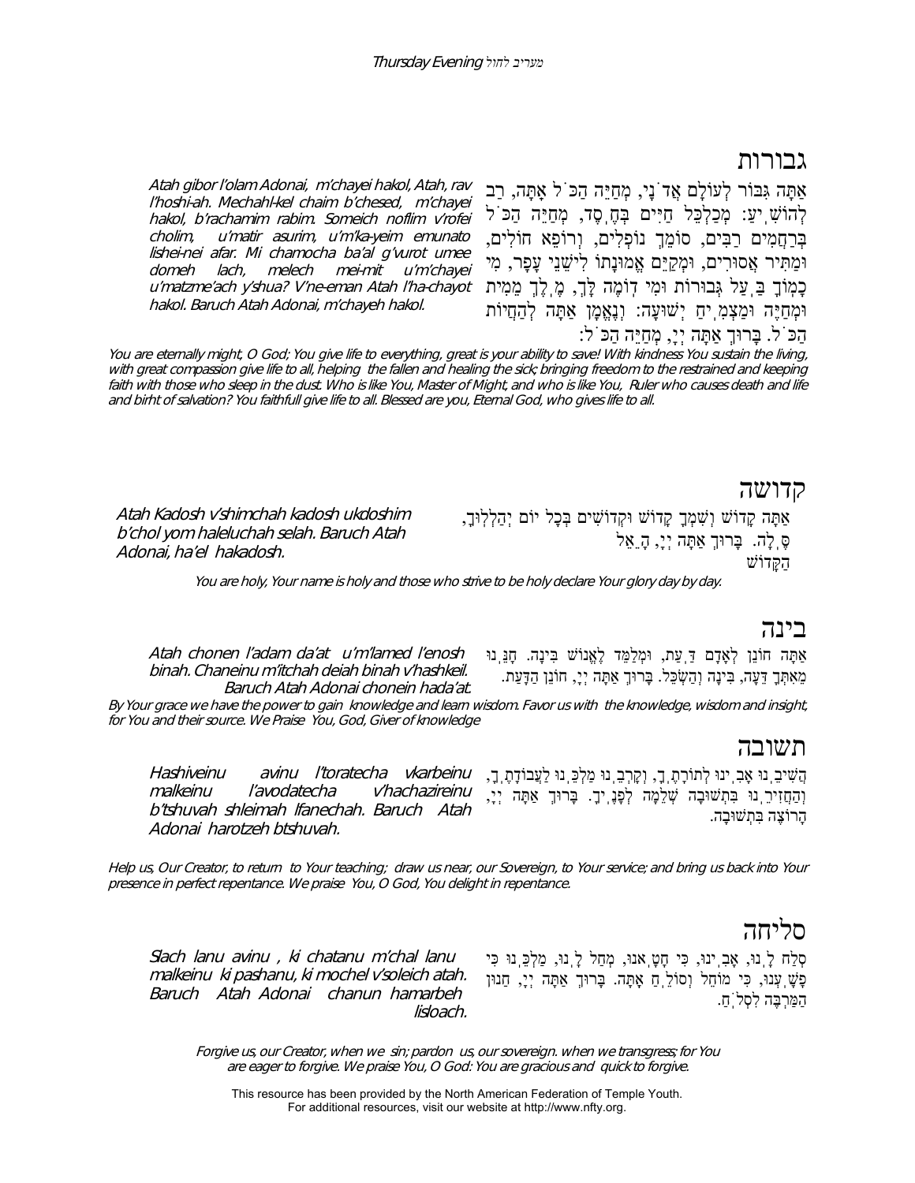## גבורות

אַתָּה גִּבּוֹר לְעוֹלָם אֲדֹנָי, מְחַיֵּה הַכֹּל אָתָּה, רַב לְהוֹשִׁיעַ: מְכַלְכֵּל חַיִּים בְּחֶסֶד, מְחַיֵּה הַכֹּל בְּרַחֲמִים רַבִּים, סוֹמֵךְ נוֹפְלִים, וְרוֹפֵא חוֹלִים, וּמַתִּיר אֲסוּרִים, וּמְקַיֵּם אֱמוּנָתוֹ לִישֵׁנֵי עָפָר, מִי כָמוֹךָ בַּעַל גְּבוּרוֹת וּמִי דוֹמֶה לָּךְ, מֶלֶךְ מֵמִית וּמְחַיֶּה וּמַצְמִיחַ יְשׁוּעָה: וְנֶאֱמָן אַתָּה לְהַחֲיוֹת הַכֹּל. בָּרוּךְ אַתָּה יְיָ, מְחַיֵּה הַכֹּל:

*Atah gibor l'olam Adonai, m'chayei hakol, Atah, rav l'hoshi-ah. Mechahl-kel chaim b'chesed, m'chayei hakol, b'rachamim rabim. Someich noflim v'rofei cholim, u'matir asurim, u'm'ka-yeim emunato lishei-nei afar. Mi chamocha ba'al g'vurot umee domeh lach, melech mei-mit u'm'chayei u'matzme'ach y'shua? V'ne-eman Atah l'ha-chayot hakol. Baruch Atah Adonai, m'chayeh hakol.*

*You are eternally might, O God; You give life to everything, great is your ability to save! With kindness You sustain the living, with great compassion give life to all, helping the fallen and healing the sick; bringing freedom to the restrained and keeping faith with those who sleep in the dust. Who is like You, Master of Might, and who is like You, Ruler who causes death and life and birht of salvation? You faithfull give life to all. Blessed are you, Eternal God, who gives life to all.*

## קדושה

אַתָּה קָדוֹשׁ וְשִׁמְךָ קָדוֹשׁ וּקְדוֹשִׁים בְּכָל יוֹם יְהַלְלוּךָ, סֶּלָה. בָּרוּךְ אַתָּה יְיָ, הָאֵל הַקָּדוֹשׁ

*Atah Kadosh v'shimchah kadosh ukdoshim b'chol yom haleluchah selah. Baruch Atah Adonai, ha'el hakadosh.*

*You are holy, Your name is holy and those who strive to be holy declare Your glory day by day.*

## בינה

אַתָּה חוֹנֵן לְאָדָם דַּעַת, וּמְלַמֵּד לֶאֱנוֹשׁ בִּינָה. חָנֵּנוּ מֵאִתְּךָ דֵּעָה, בִּינָה וְהַשְׂכֵּל. בָּרוּךְ אַתָּה יְיָ, חוֹנֵן הַדָּעַת.

*Atah chonen l'adam da'at u'm'lamed l'enosh binah. Chaneinu m'itchah deiah binah v'hashkeil. Baruch Atah Adonai chonein hada'at.*

*By Your grace we have the power to gain knowledge and learn wisdom. Favor us with the knowledge, wisdom and insight, for You and their source. We Praise You, God, Giver of knowledge*

## תשובה

הֲשִׁיבֵנוּ אָבִינוּ לְתוֹרָתֶךָ, וְקָרְבֵנוּ מַלְכֵּנוּ לַעֲבוֹדָתֶךָ, וְהַחֲזִירֵנוּ בִּתְשׁוּבָה שְׁלֵמָה לְפָנֶיךָ. בָּרוּךְ אַתָּה יְיָ, הָרוֹצֶה בִּתְשׁוּבָה.

*Hashiveinu avinu l'toratecha vkarbeinu malkeinu l'avodatecha v'hachazireinu b'tshuvah shleimah lfanechah. Baruch Atah Adonai harotzeh btshuvah.*

*Help us, Our Creator, to return to Your teaching; draw us near, our Sovereign, to Your service; and bring us back into Your presence in perfect repentance. We praise You, O God, You delight in repentance.*

## סליחה

סְלַח לָנוּ, אָבִינוּ, כִּי חָטָאנוּ, מְחַל לָנוּ, מַלְכֵּנוּ כִּי פָשָׁעְנוּ, כִּי מוֹחֵל וְסוֹלֵחַ אָתָּה. בָּרוּךְ אַתָּה יְיָ, חַנּוּן הַמַּרְבֶּה לִסְלֹחַ.

*Slach lanu avinu , ki chatanu m'chal lanu malkeinu ki pashanu, ki mochel v'soleich atah. Baruch Atah Adonai chanun hamarbeh lisloach.*

*Forgive us, our Creator, when we sin; pardon us, our sovereign. when we transgress; for You are eager to forgive. We praise You, O God: You are gracious and quick to forgive.*

This resource has been provided by the North American Federation of Temple Youth. For additional resources, visit our website at http://www.nfty.org.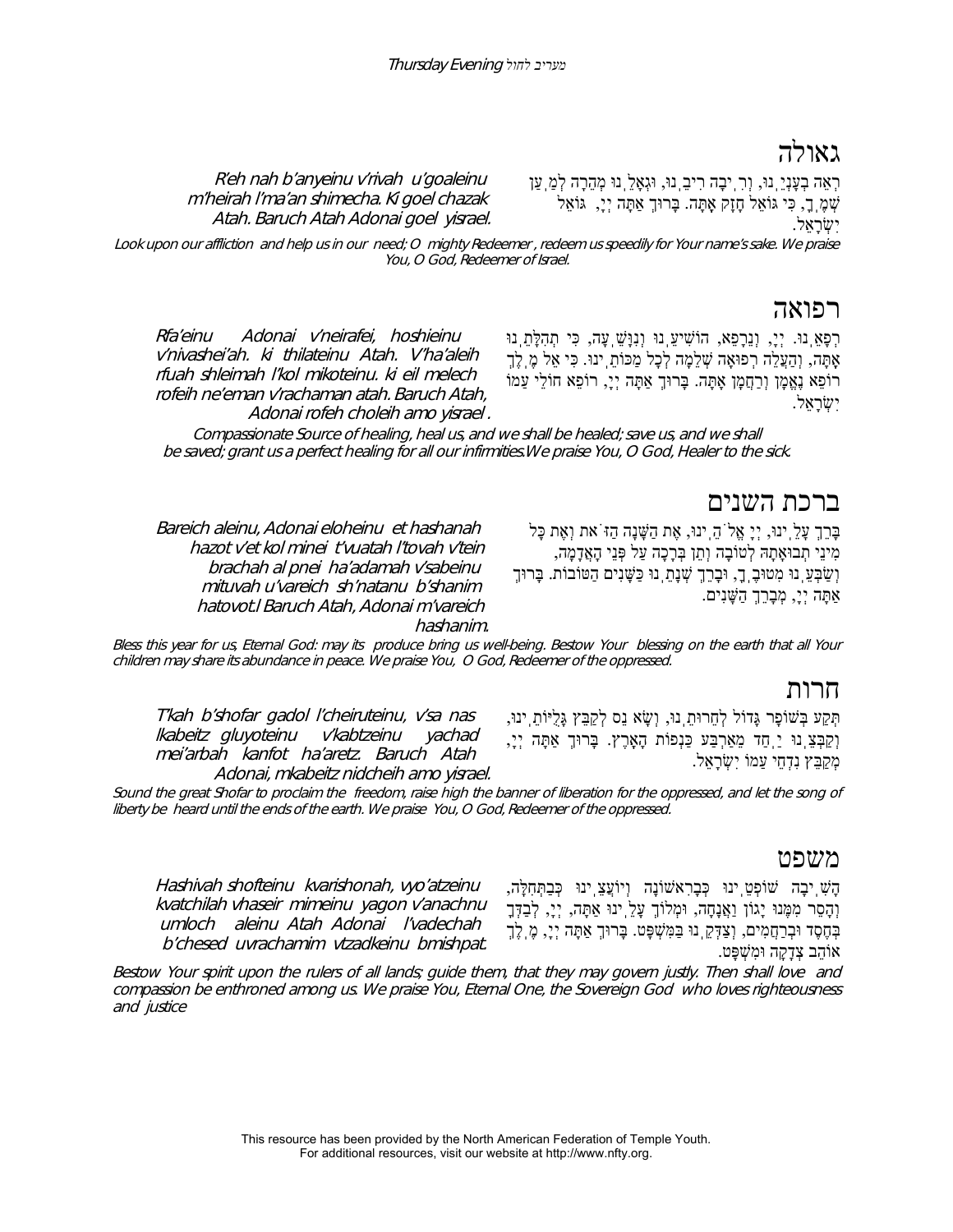## גאולה

רְאֵה בְעָנְיֵנוּ, וְרִיבָה רִיבֵנוּ, וּגְאָלֵנוּ מְהֵרָה לְמַעַן שְׁמֶךָ, כִּי גּוֹאֵל חָזָק אָתָּה. בָּרוּךְ אַתָּה יְיָ, גּוֹאֵל יִשְׂרָאֵל.

*R'eh nah b'anyeinu v'rivah u'goaleinu m'heirah l'ma'an shimecha. Ki goel chazak Atah. Baruch Atah Adonai goel yisrael.*

*Look upon our affliction and help us in our need; O mighty Redeemer, redeem us speedily for Your name's sake. We praise You, O God, Redeemer of Israel.*

## רפואה

רְפָאֵנוּ יְיָ, וְנֵרָפֵא, הוֹשִׁיעֵנוּ וְנִוָּשֵׁעָה, כִּי תְהִלָּתֵנוּ אָתָּה, וְהַעֲלֵה רְפוּאָה שְׁלֵמָה לְכָל מַכּוֹתֵינוּ. כִּי אֵל מֶלֶךְ רוֹפֵא נֶאֱמָן וְרַחֲמָן אָתָּה. בָּרוּךְ אַתָּה יְיָ, רוֹפֵא חוֹלֵי עַמּוֹ יִשְׂרָאֵל.

*Rfa'einu Adonai v'neirafei, hoshieinu v'nivashei'ah. ki thilateinu Atah. V'ha'aleih rfuah shleimah l'kol mikoteinu. ki eil melech rofeih ne'eman v'rachaman atah. Baruch Atah, Adonai rofeh choleih amo yisrael .*

*Compassionate Source of healing, heal us, and we shall be healed; save us, and we shall be saved; grant us a perfect healing for all our infirmities.We praise You, O God, Healer to the sick.*

## ברכת השנים

בָּרֵךְ עָלֵינוּ, יְיָ אֱלֹהֵינוּ, אֶת הַשָּׁנָה הַזֹּאת וְאֶת כָּל מִינֵי תְבוּאָתָהּ לְטוֹבָה וְתֵן בְּרָכָה עַל פְּנֵי הָאֲדָמָה, וְשַׂבְּעֵנוּ מִטּוּבֶךָ, וּבָרֵךְ שְׁנָתֵנוּ כַּשָּׁנִים הַטּוֹבוֹת. בָּרוּךְ אַתָּה יְיָ, מְבָרֵךְ הַשָּׁנִים.

*Bareich aleinu, Adonai eloheinu et hashanah hazot v'et kol minei t'vuatah l'tovah v'tein brachah al pnei ha'adamah v'sabeinu mituvah u'vareich sh'natanu b'shanim hatovot.l Baruch Atah, Adonai m'vareich hashanim.*

*Bless this year for us, Eternal God: may its produce bring us well-being. Bestow Your blessing on the earth that all Your children may share its abundance in peace. We praise You, O God, Redeemer of the oppressed.*

## חרות

תְּקַע בְּשׁוֹפָר גָּדוֹל לְחֵרוּתֵנוּ, וְשָׂא נֵס לְקַבֵּץ גָּלֻיּוֹתֵינוּ, וְקַבְּצֵנוּ יַחַד מֵאַרְבַּע כַּנְפוֹת הָאָרֶץ. בָּרוּךְ אַתָּה יְיָ, מְקַבֵּץ נִדְחֵי עַמּוֹ יִשְׂרָאֵל.

*T'kah b'shofar gadol l'cheiruteinu, v'sa nas lkabeitz gluyoteinu v'kabtzeinu yachad mei'arbah kanfot ha'aretz. Baruch Atah Adonai, mkabeitz nidcheih amo yisrael.*

*Sound the great Shofar to proclaim the freedom, raise high the banner of liberation for the oppressed, and let the song of liberty be heard until the ends of the earth. We praise You, O God, Redeemer of the oppressed.*

## משפט

הָשִׁיבָה שׁוֹפְטֵינוּ כְּבָרִאשׁוֹנָה וְיוֹעֲצֵינוּ כְּבַתְּחִלָּה, וְהָסֵר מִמֶּנּוּ יָגוֹן וַאֲנָחָה, וּמְלוֹךְ עָלֵינוּ אַתָּה, יְיָ, לְבַדְּךָ בְּחֶסֶד וּבְרַחֲמִים, וְצַדְּקֵנוּ בַּמִּשְׁפָּט. בָּרוּךְ אַתָּה יְיָ, מֶלֶךְ אוֹהֵב צְדָקָה וּמִשְׁפָּט.

*Hashivah shofteinu kvarishonah, vyo'atzeinu kvatchilah vhaseir mimeinu yagon v'anachnu umloch aleinu Atah Adonai l'vadechah b'chesed uvrachamim vtzadkeinu bmishpat.*

*Bestow Your spirit upon the rulers of all lands; guide them, that they may govern justly. Then shall love and compassion be enthroned among us. We praise You, Eternal One, the Sovereign God who loves righteousness and justice*

This resource has been provided by the North American Federation of Temple Youth.
For additional resources, visit our website at http://www.nfty.org.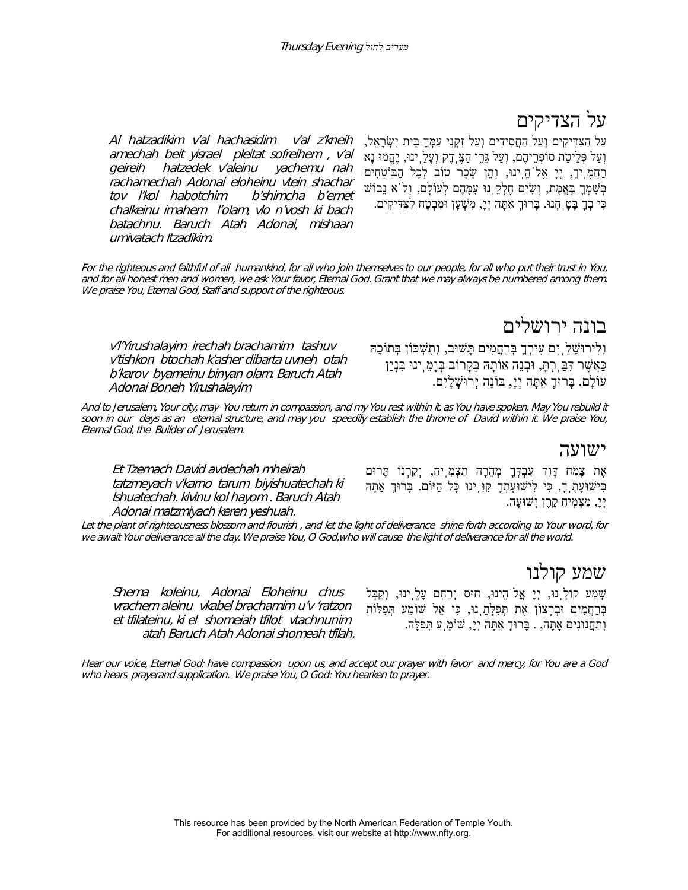## על הצדיקים

עַל הַצַּדִּיקִים וְעַל הַחֲסִידִים וְעַל זִקְנֵי עַמְּךָ בֵּית יִשְׂרָאֵל, וְעַל פְּלֵיטַת סוֹפְרֵיהֶם, וְעַל גֵּרֵי הַצֶּדֶק וְעָלֵינוּ, יֶהֱמוּ נָא רַחֲמֶיךָ, יְיָ אֱלֹהֵינוּ, וְתֵן שָׂכָר טוֹב לְכָל הַבּוֹטְחִים בְּשִׁמְךָ בֶּאֱמֶת, וְשִׂים חֶלְקֵנוּ עִמָּהֶם לְעוֹלָם, וְלֹא נֵבוֹשׁ כִּי בְךָ בָּטָחְנוּ. בָּרוּךְ אַתָּה יְיָ, מִשְׁעָן וּמִבְטָח לַצַּדִּיקִים.

*Al hatzadikim v'al hachasidim v'al z'kneih amechah beit yisrael pleitat sofreihem , v'al geireih hatzedek v'aleinu yachemu nah rachamechah Adonai eloheinu vtein shachar tov l'kol habotchim b'shimcha b'emet chalkeinu imahem l'olam, vlo n'vosh ki bach batachnu. Baruch Atah Adonai, mishaan umivatach ltzadikim.*

*For the righteous and faithful of all humankind, for all who join themselves to our people, for all who put their trust in You, and for all honest men and women, we ask Your favor, Eternal God. Grant that we may always be numbered among them. We praise You, Eternal God, Staff and support of the righteous.*

## בונה ירושלים

וְלִירוּשָׁלַיִם עִירְךָ בְּרַחֲמִים תָּשׁוּב, וְתִשְׁכּוֹן בְּתוֹכָהּ כַּאֲשֶׁר דִּבַּרְתָּ, וּבְנֵה אוֹתָהּ בְּקָרוֹב בְּיָמֵינוּ בִּנְיַן עוֹלָם. בָּרוּךְ אַתָּה יְיָ, בּוֹנֵה יְרוּשָׁלָיִם.

*v'l'Yirushalayim irechah brachamim tashuv v'tishkon btochah k'asher dibarta uvneh otah b'karov byameinu binyan olam. Baruch Atah Adonai Boneh Yirushalayim*

*And to Jerusalem, Your city, may You return in compassion, and my You rest within it, as You have spoken. May You rebuild it soon in our days as an eternal structure, and may you speedily establish the throne of David within it. We praise You, Eternal God, the Builder of Jerusalem.*

## ישועה

אֶת צֶמַח דָּוִד עַבְדְּךָ מְהֵרָה תַצְמִיחַ, וְקַרְנוֹ תָּרוּם בִּישׁוּעָתֶךָ, כִּי לִישׁוּעָתְךָ קִוִּינוּ כָּל הַיּוֹם. בָּרוּךְ אַתָּה יְיָ, מַצְמִיחַ קֶרֶן יְשׁוּעָה.

*Et Tzemach David avdechah mheirah tatzmeyach v'karno tarum biyishuatechah ki lshuatechah. kivinu kol hayom . Baruch Atah Adonai matzmiyach keren yeshuah.*

*Let the plant of righteousness blossom and flourish , and let the light of deliverance shine forth according to Your word, for we await Your deliverance all the day. We praise You, O God,who will cause the light of deliverance for all the world.*

## שמע קולנו

שְׁמַע קוֹלֵנוּ, יְיָ אֱלֹהֵינוּ, חוּס וְרַחֵם עָלֵינוּ, וְקַבֵּל בְּרַחֲמִים וּבְרָצוֹן אֶת תְּפִלָּתֵנוּ, כִּי אֵל שׁוֹמֵעַ תְּפִלּוֹת וְתַחֲנוּנִים אָתָּה, . בָּרוּךְ אַתָּה יְיָ, שׁוֹמֵעַ תְּפִלָּה.

*Shema koleinu, Adonai Eloheinu chus vrachem aleinu vkabel brachamim u'v 'ratzon et tfilateinu, ki el shomeiah tfilot vtachnunim atah Baruch Atah Adonai shomeah tfilah.*

*Hear our voice, Eternal God; have compassion upon us, and accept our prayer with favor and mercy, for You are a God who hears prayerand supplication. We praise You, O God: You hearken to prayer.*

This resource has been provided by the North American Federation of Temple Youth.
For additional resources, visit our website at http://www.nfty.org.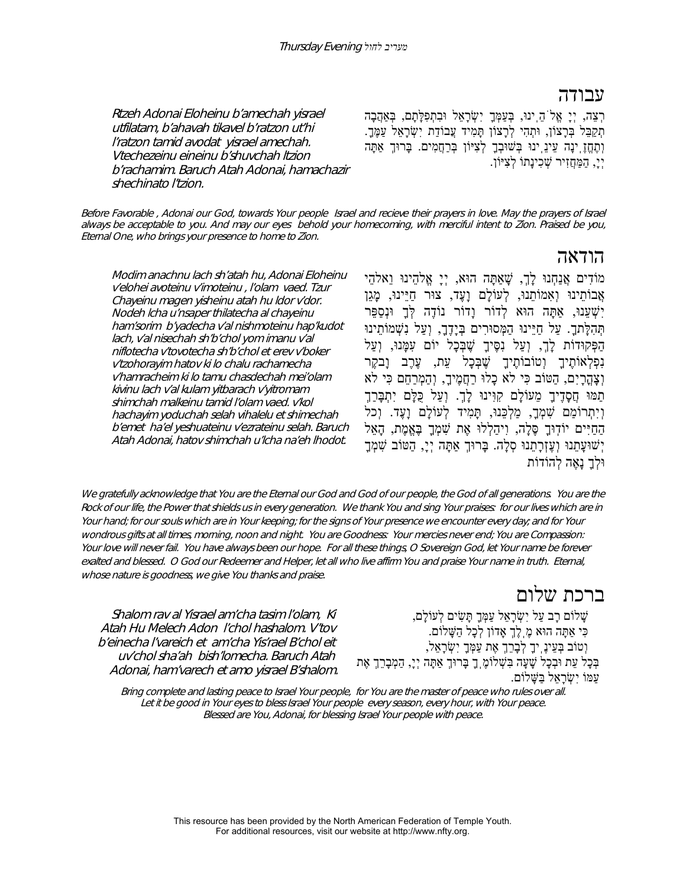## עבודה

רְצֵה, יְיָ אֱלֹהֵ֫ינוּ, בְּעַמְּךָ יִשְׂרָאֵל וּבִתְפִלָּתָם, בְּאַהֲבָה תְקַבֵּל בְּרָצוֹן, וּתְהִי לְרָצוֹן תָּמִיד עֲבוֹדַת יִשְׂרָאֵל עַמֶּךָ. וְתֶחֱזֶ֫ינָה עֵינֵ֫ינוּ בְּשׁוּבְךָ לְצִיּוֹן בְּרַחֲמִים. בָּרוּךְ אַתָּה יְיָ, הַמַּחֲזִיר שְׁכִינָתוֹ לְצִיּוֹן.

*Rtzeh Adonai Eloheinu b'amechah yisrael utfilatam, b'ahavah tikavel b'ratzon ut'hi l'ratzon tamid avodat yisrael amechah. Vtechezeinu eineinu b'shuvchah ltzion b'rachamim. Baruch Atah Adonai, hamachazir shechinato l'tzion.*

*Before Favorable , Adonai our God, towards Your people Israel and recieve their prayers in love. May the prayers of Israel always be acceptable to you. And may our eyes behold your homecoming, with merciful intent to Zion. Praised be you, Eternal One, who brings your presence to home to Zion.*

## הודאה

מוֹדִים אֲנַחְנוּ לָךְ, שָׁאַתָּה הוּא, יְיָ אֱלֹהֵינוּ וֵאלֹהֵי אֲבוֹתֵינוּ וְאִמּוֹתֵינוּ, לְעוֹלָם וָעֶד, צוּר חַיֵּינוּ, מָגֵן יִשְׁעֵנוּ, אַתָּה הוּא לְדוֹר וָדוֹר נוֹדֶה לְּךָ וּנְסַפֵּר תְּהִלָּתֶךָ. עַל חַיֵּינוּ הַמְּסוּרִים בְּיָדֶךָ, וְעַל נִשְׁמוֹתֵינוּ הַפְּקוּדוֹת לָךְ, וְעַל נִסֶּיךָ שֶׁבְּכָל יוֹם עִמָּנוּ, וְעַל נִפְלְאוֹתֶיךָ וְטוֹבוֹתֶיךָ שֶׁבְּכָל עֵת, עֶרֶב וָבֹקֶר וְצָהֳרָיִם, הַטּוֹב כִּי לֹא כָלוּ רַחֲמֶיךָ, וְהַמְרַחֵם כִּי לֹא תַמּוּ חֲסָדֶיךָ מֵעוֹלָם קִוִּינוּ לָךְ. וְעַל כֻּלָּם יִתְבָּרַךְ וְיִתְרוֹמַם שִׁמְךָ, מַלְכֵּנוּ, תָּמִיד לְעוֹלָם וָעֶד. וְכֹל הַחַיִּים יוֹדוּךָ סֶּלָה, וִיהַלְלוּ אֶת שִׁמְךָ בֶּאֱמֶת, הָאֵל יְשׁוּעָתֵנוּ וְעֶזְרָתֵנוּ סֶלָה. בָּרוּךְ אַתָּה יְיָ, הַטּוֹב שִׁמְךָ וּלְךָ נָאֶה לְהוֹדוֹת

*Modim anachnu lach sh'atah hu, Adonai Eloheinu v'elohei avoteinu v'imoteinu , l'olam vaed. Tzur Chayeinu magen yisheinu atah hu ldor v'dor. Nodeh lcha u'nsaper thilatecha al chayeinu ham'sorim b'yadecha v'al nishmoteinu hap'kudot lach, v'al nisechah sh'b'chol yom imanu v'al niflotecha v'tovotecha sh'b'chol et erev v'boker v'tzohorayim hatov ki lo chalu rachamecha v'hamracheim ki lo tamu chasdechah mei'olam kivinu lach v'al kulam yitbarach v'yitromam shimchah malkeinu tamid l'olam vaed. v'kol hachayim yoduchah selah vihalelu et shimechah b'emet ha'el yeshuateinu v'ezrateinu selah. Baruch Atah Adonai, hatov shimchah u'lcha na'eh lhodot.*

*We gratefully acknowledge that You are the Eternal our God and God of our people, the God of all generations. You are the Rock of our life, the Power that shields us in every generation. We thank You and sing Your praises: for our lives which are in Your hand; for our souls which are in Your keeping; for the signs of Your presence we encounter every day; and for Your wondrous gifts at all times, morning, noon and night. You are Goodness: Your mercies never end; You are Compassion: Your love will never fail. You have always been our hope. For all these things, O Sovereign God, let Your name be forever exalted and blessed. O God our Redeemer and Helper, let all who live affirm You and praise Your name in truth. Eternal, whose nature is goodness, we give You thanks and praise.*

## ברכת שלום

שָׁלוֹם רָב עַל יִשְׂרָאֵל עַמְּךָ תָּשִׂים לְעוֹלָם,
כִּי אַתָּה הוּא מֶ֫לֶךְ אָדוֹן לְכָל הַשָּׁלוֹם.
וְטוֹב בְּעֵינֶ֫יךָ לְבָרֵךְ אֶת עַמְּךָ יִשְׂרָאֵל,
בְּכָל עֵת וּבְכָל שָׁעָה בִּשְׁלוֹמֶ֫ךָ בָּרוּךְ אַתָּה יְיָ, הַמְבָרֵךְ אֶת עַמּוֹ יִשְׂרָאֵל בַּשָּׁלוֹם.

*Shalom rav al Yisrael am'cha tasim l'olam, Ki Atah Hu Melech Adon l'chol hashalom. V'tov b'einecha l'vareich et am'cha Yis'rael B'chol eit uv'chol sha'ah bish'lomecha. Baruch Atah Adonai, ham'varech et amo yisrael B'shalom.*

*Bring complete and lasting peace to Israel Your people, for You are the master of peace who rules over all. Let it be good in Your eyes to bless Israel Your people every season, every hour, with Your peace. Blessed are You, Adonai, for blessing Israel Your people with peace.*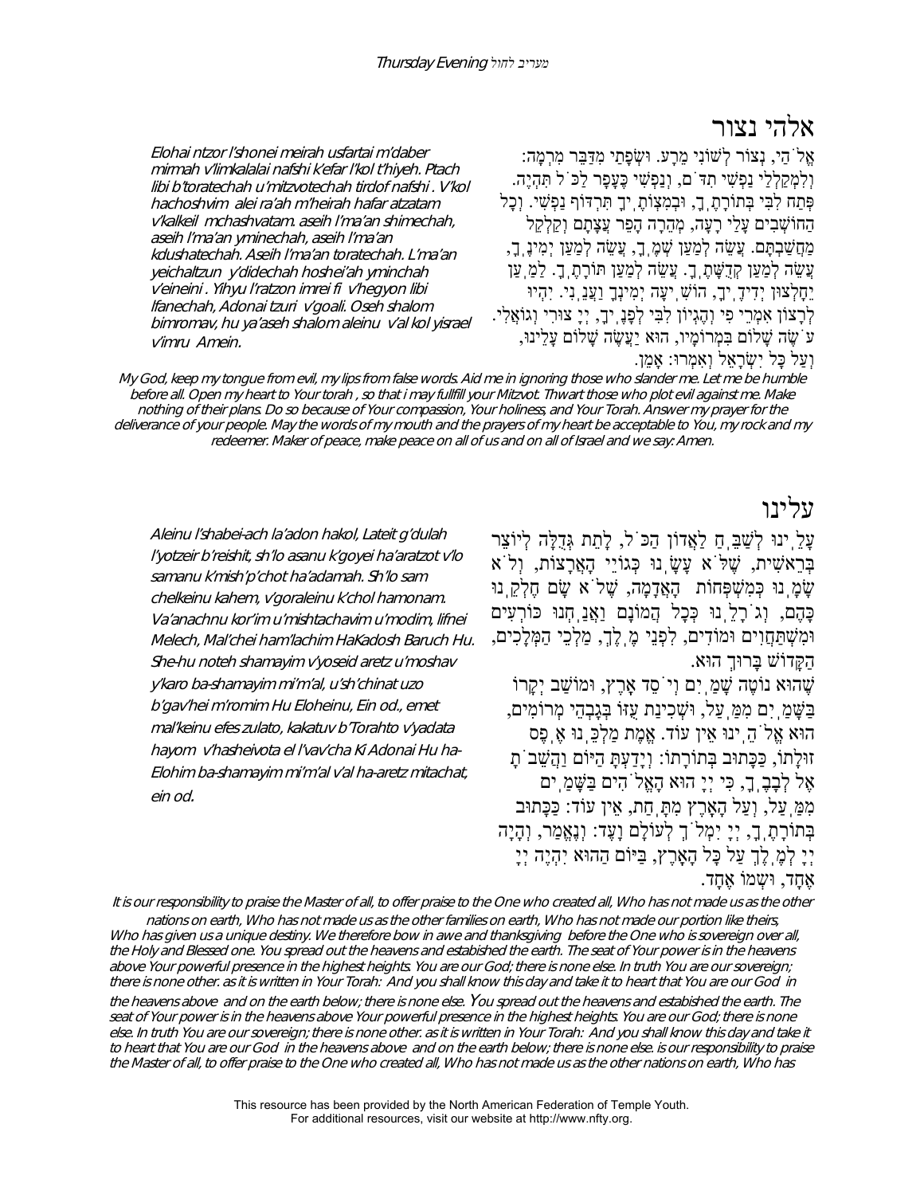# אלהי נצור

אֱלֹהַי, נְצוֹר לְשׁוֹנִי מֵרָע. וּשְׂפָתַי מִדַּבֵּר מִרְמָה: וְלִמְקַלְלַי נַפְשִׁי תִדֹּם, וְנַפְשִׁי כֶּעָפָר לַכֹּל תִּהְיֶה. פְּתַח לִבִּי בְּתוֹרָתֶךָ, וּבְמִצְוֹתֶיךָ תִּרְדּוֹף נַפְשִׁי. וְכָל הַחוֹשְׁבִים עָלַי רָעָה, מְהֵרָה הָפֵר עֲצָתָם וְקַלְקֵל מַחֲשַׁבְתָּם. עֲשֵׂה לְמַעַן שְׁמֶךָ, עֲשֵׂה לְמַעַן יְמִינֶךָ, עֲשֵׂה לְמַעַן קְדֻשָּׁתֶךָ. עֲשֵׂה לְמַעַן תּוֹרָתֶךָ. לְמַעַן יֵחָלְצוּן יְדִידֶיךָ, הוֹשִׁיעָה יְמִינְךָ וַעֲנֵנִי. יִהְיוּ לְרָצוֹן אִמְרֵי פִי וְהֶגְיוֹן לִבִּי לְפָנֶיךָ, יְיָ צוּרִי וְגוֹאֲלִי. עֹשֶׂה שָׁלוֹם בִּמְרוֹמָיו, הוּא יַעֲשֶׂה שָׁלוֹם עָלֵינוּ, וְעַל כָּל יִשְׂרָאֵל וְאִמְרוּ: אָמֵן.

*Elohai ntzor l'shonei meirah usfartai m'daber mirmah v'limkalalai nafshi k'efar l'kol t'hiyeh. Ptach libi b'toratechah u'mitzvotechah tirdof nafshi . V'kol hachoshvim alei ra'ah m'heirah hafar atzatam v'kalkeil mchashvatam. aseih l'ma'an shimechah, aseih l'ma'an yminechah, aseih l'ma'an kdushatechah. Aseih l'ma'an toratechah. L'ma'an yeichaltzun y'didechah hoshei'ah yminchah v'eineini . Yihyu l'ratzon imrei fi v'hegyon libi lfanechah, Adonai tzuri v'goali. Oseh shalom bimromav, hu ya'aseh shalom aleinu v'al kol yisrael v'imru Amein.*

*My God, keep my tongue from evil, my lips from false words. Aid me in ignoring those who slander me. Let me be humble before all. Open my heart to Your torah , so that i may fullfill your Mitzvot. Thwart those who plot evil against me. Make nothing of their plans. Do so because of Your compassion, Your holiness, and Your Torah. Answer my prayer for the deliverance of your people. May the words of my mouth and the prayers of my heart be acceptable to You, my rock and my redeemer. Maker of peace, make peace on all of us and on all of Israel and we say: Amen.*

# עלינו

עָלֵינוּ לְשַׁבֵּחַ לַאֲדוֹן הַכֹּל, לָתֵת גְּדֻלָּה לְיוֹצֵר בְּרֵאשִׁית, שֶׁלֹּא עָשָׂנוּ כְּגוֹיֵי הָאֲרָצוֹת, וְלֹא שָׂמָנוּ כְּמִשְׁפְּחוֹת הָאֲדָמָה, שֶׁלֹּא שָׂם חֶלְקֵנוּ כָּהֶם, וְגֹרָלֵנוּ כְּכָל הֲמוֹנָם. וַאֲנַחְנוּ כּוֹרְעִים וּמִשְׁתַּחֲוִים וּמוֹדִים, לִפְנֵי מֶלֶךְ, מַלְכֵי הַמְּלָכִים, הַקָּדוֹשׁ בָּרוּךְ הוּא.

שֶׁהוּא נוֹטֶה שָׁמַיִם וְיֹסֵד אָרֶץ, וּמוֹשַׁב יְקָרוֹ בַּשָּׁמַיִם מִמַּעַל, וּשְׁכִינַת עֻזּוֹ בְּגָבְהֵי מְרוֹמִים, הוּא אֱלֹהֵינוּ אֵין עוֹד. אֱמֶת מַלְכֵּנוּ אֶפֶס זוּלָתוֹ, כַּכָּתוּב בְּתוֹרָתוֹ: וְיָדַעְתָּ הַיּוֹם וַהֲשֵׁבֹתָ אֶל לְבָבֶךָ, כִּי יְיָ הוּא הָאֱלֹהִים בַּשָּׁמַיִם מִמַּעַל, וְעַל הָאָרֶץ מִתָּחַת, אֵין עוֹד: כַּכָּתוּב בְּתוֹרָתֶךָ, יְיָ יִמְלֹךְ לְעוֹלָם וָעֶד: וְנֶאֱמַר, וְהָיָה יְיָ לְמֶלֶךְ עַל כָּל הָאָרֶץ, בַּיּוֹם הַהוּא יִהְיֶה יְיָ אֶחָד, וּשְׁמוֹ אֶחָד.

*Aleinu l'shabei-ach la'adon hakol, Lateit g'dulah l'yotzeir b'reishit, sh'lo asanu k'goyei ha'aratzot v'lo samanu k'mish'p'chot ha'adamah. Sh'lo sam chelkeinu kahem, v'goraleinu k'chol hamonam. Va'anachnu kor'im u'mishtachavim u'modim, lifnei Melech, Mal'chei ham'lachim HaKadosh Baruch Hu. She-hu noteh shamayim v'yoseid aretz u'moshav y'karo ba-shamayim mi'm'al, u'sh'chinat uzo b'gav'hei m'romim Hu Eloheinu, Ein od., emet mal'keinu efes zulato, kakatuv b'Torahto v'yadata hayom v'hasheivota el l'vav'cha Ki Adonai Hu ha-Elohim ba-shamayim mi'm'al v'al ha-aretz mitachat, ein od.*

*It is our responsibility to praise the Master of all, to offer praise to the One who created all, Who has not made us as the other nations on earth, Who has not made us as the other families on earth, Who has not made our portion like theirs, Who has given us a unique destiny. We therefore bow in awe and thanksgiving before the One who is sovereign over all, the Holy and Blessed one. You spread out the heavens and estabished the earth. The seat of Your power is in the heavens above Your powerful presence in the highest heights. You are our God; there is none else. In truth You are our sovereign; there is none other. as it is written in Your Torah: And you shall know this day and take it to heart that You are our God in the heavens above and on the earth below; there is none else. You spread out the heavens and estabished the earth. The seat of Your power is in the heavens above Your powerful presence in the highest heights. You are our God; there is none else. In truth You are our sovereign; there is none other. as it is written in Your Torah: And you shall know this day and take it to heart that You are our God in the heavens above and on the earth below; there is none else. is our responsibility to praise the Master of all, to offer praise to the One who created all, Who has not made us as the other nations on earth, Who has*

This resource has been provided by the North American Federation of Temple Youth.
For additional resources, visit our website at http://www.nfty.org.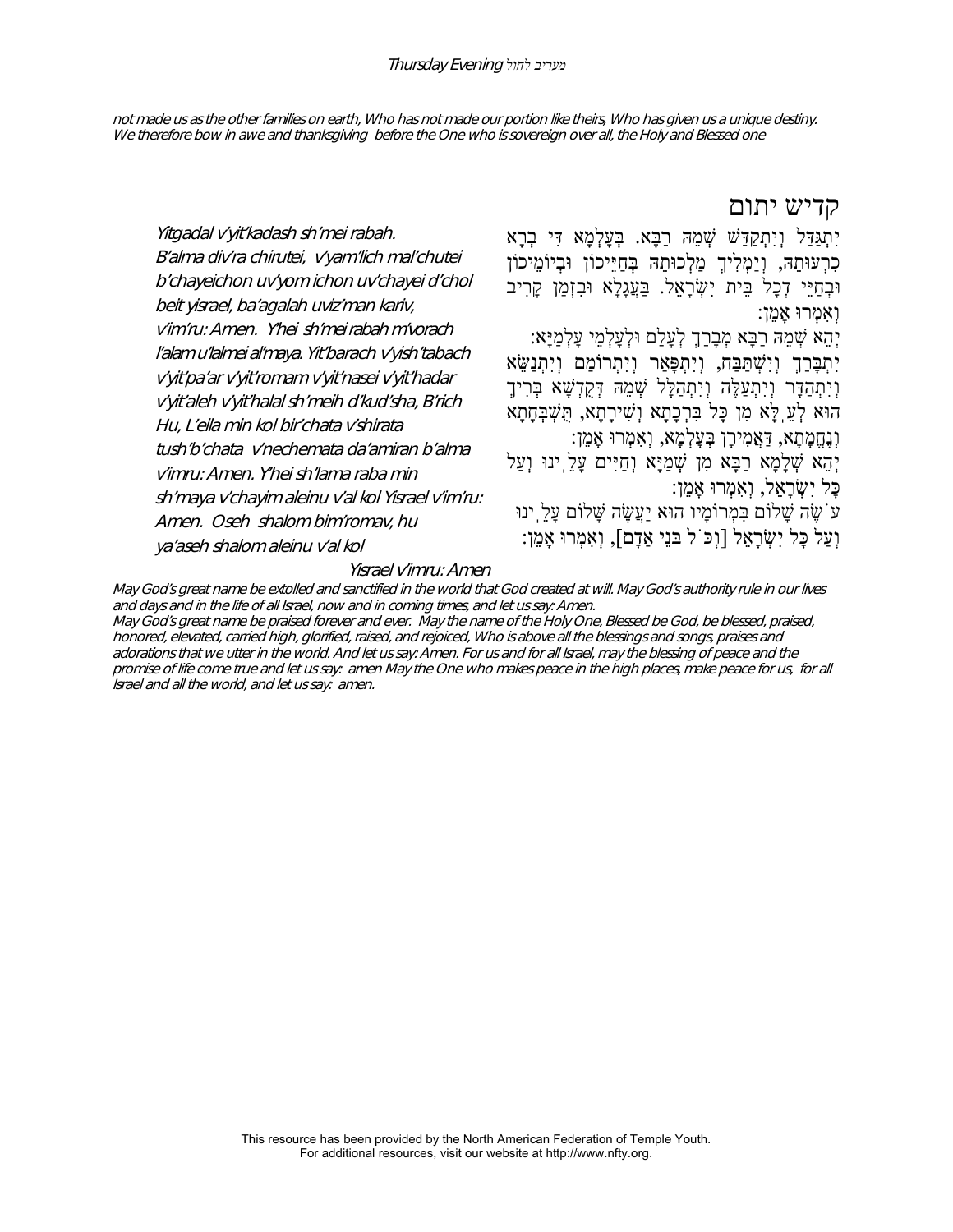not made us as the other families on earth, Who has not made our portion like theirs, Who has given us a unique destiny. We therefore bow in awe and thanksgiving before the One who is sovereign over all, the Holy and Blessed one

## קדיש יתום

יִתְגַּדַּל וְיִתְקַדַּשׁ שְׁמֵהּ רַבָּא. בְּעָלְמָא דִּי בְרָא כִרְעוּתֵהּ, וְיַמְלִיךְ מַלְכוּתֵהּ בְּחַיֵּיכוֹן וּבְיוֹמֵיכוֹן וּבְחַיֵּי דְכָל בֵּית יִשְׂרָאֵל. בַּעֲגָלָא וּבִזְמַן קָרִיב וְאִמְרוּ אָמֵן:

יְהֵא שְׁמֵהּ רַבָּא מְבָרַךְ לְעָלַם וּלְעָלְמֵי עָלְמַיָּא:

יִתְבָּרַךְ וְיִשְׁתַּבַּח, וְיִתְפָּאַר וְיִתְרוֹמַם וְיִתְנַשֵּׂא וְיִתְהַדָּר וְיִתְעַלֶּה וְיִתְהַלָּל שְׁמֵהּ דְּקֻדְשָׁא בְּרִיךְ הוּא לְעֵלָּא מִן כָּל בִּרְכָתָא וְשִׁירָתָא, תֻּשְׁבְּחָתָא וְנֶחֱמָתָא, דַּאֲמִירָן בְּעָלְמָא, וְאִמְרוּ אָמֵן:

יְהֵא שְׁלָמָא רַבָּא מִן שְׁמַיָּא וְחַיִּים עָלֵינוּ וְעַל כָּל יִשְׂרָאֵל, וְאִמְרוּ אָמֵן:

עֹשֶׂה שָׁלוֹם בִּמְרוֹמָיו הוּא יַעֲשֶׂה שָׁלוֹם עָלֵינוּ וְעַל כָּל יִשְׂרָאֵל [וְכֹל בְּנֵי אָדָם], וְאִמְרוּ אָמֵן:

*Yitgadal v'yit'kadash sh'mei rabah. B'alma div'ra chirutei, v'yam'lich mal'chutei b'chayeichon uv'yom ichon uv'chayei d'chol beit yisrael, ba'agalah uviz'man kariv, v'im'ru: Amen. Y'hei sh'mei rabah m'vorach l'alam u'lalmei al'maya. Yit'barach v'yish'tabach v'yit'pa'ar v'yit'romam v'yit'nasei v'yit'hadar v'yit'aleh v'yit'halal sh'meih d'kud'sha, B'rich Hu, L'eila min kol bir'chata v'shirata tush'b'chata v'nechemata da'amiran b'alma v'imru: Amen. Y'hei sh'lama raba min sh'maya v'chayim aleinu v'al kol Yisrael v'im'ru: Amen. Oseh shalom bim'romav, hu ya'aseh shalom aleinu v'al kol Yisrael v'imru: Amen*

May God's great name be extolled and sanctified in the world that God created at will. May God's authority rule in our lives and days and in the life of all Israel, now and in coming times, and let us say: Amen.
May God's great name be praised forever and ever. May the name of the Holy One, Blessed be God, be blessed, praised, honored, elevated, carried high, glorified, raised, and rejoiced, Who is above all the blessings and songs, praises and adorations that we utter in the world. And let us say: Amen. For us and for all Israel, may the blessing of peace and the promise of life come true and let us say: amen May the One who makes peace in the high places, make peace for us, for all Israel and all the world, and let us say: amen.

This resource has been provided by the North American Federation of Temple Youth.
For additional resources, visit our website at http://www.nfty.org.